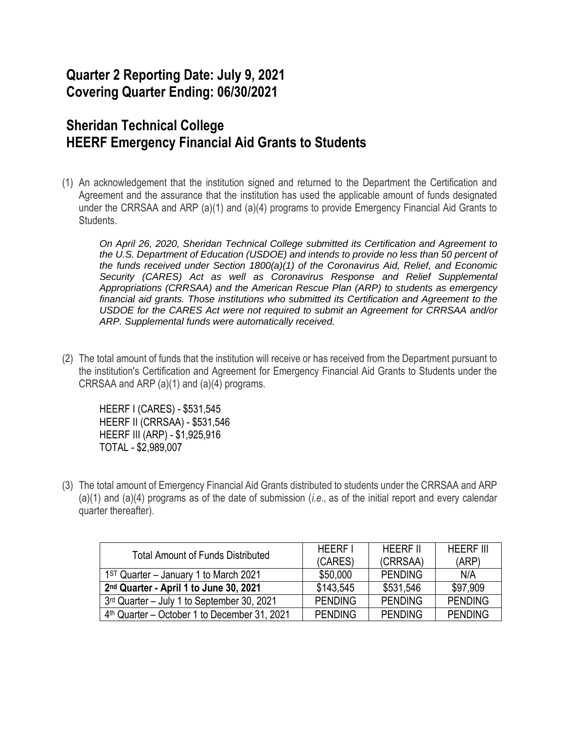# Quarter 2 Reporting Date: July 9, 2021
# Covering Quarter Ending: 06/30/2021

# Sheridan Technical College
# HEERF Emergency Financial Aid Grants to Students

(1) An acknowledgement that the institution signed and returned to the Department the Certification and Agreement and the assurance that the institution has used the applicable amount of funds designated under the CRRSAA and ARP (a)(1) and (a)(4) programs to provide Emergency Financial Aid Grants to Students.

*On April 26, 2020, Sheridan Technical College submitted its Certification and Agreement to the U.S. Department of Education (USDOE) and intends to provide no less than 50 percent of the funds received under Section 1800(a)(1) of the Coronavirus Aid, Relief, and Economic Security (CARES) Act as well as Coronavirus Response and Relief Supplemental Appropriations (CRRSAA) and the American Rescue Plan (ARP) to students as emergency financial aid grants. Those institutions who submitted its Certification and Agreement to the USDOE for the CARES Act were not required to submit an Agreement for CRRSAA and/or ARP. Supplemental funds were automatically received.*

(2) The total amount of funds that the institution will receive or has received from the Department pursuant to the institution's Certification and Agreement for Emergency Financial Aid Grants to Students under the CRRSAA and ARP (a)(1) and (a)(4) programs.

HEERF I (CARES) - $531,545
HEERF II (CRRSAA) - $531,546
HEERF III (ARP) - $1,925,916
TOTAL - $2,989,007

(3) The total amount of Emergency Financial Aid Grants distributed to students under the CRRSAA and ARP (a)(1) and (a)(4) programs as of the date of submission (*i.e.,* as of the initial report and every calendar quarter thereafter).

| Total Amount of Funds Distributed | HEERF I (CARES) | HEERF II (CRRSAA) | HEERF III (ARP) |
|---|---|---|---|
| 1ST Quarter – January 1 to March 2021 | $50,000 | PENDING | N/A |
| **2nd Quarter - April 1 to June 30, 2021** | $143,545 | $531,546 | $97,909 |
| 3rd Quarter – July 1 to September 30, 2021 | PENDING | PENDING | PENDING |
| 4th Quarter – October 1 to December 31, 2021 | PENDING | PENDING | PENDING |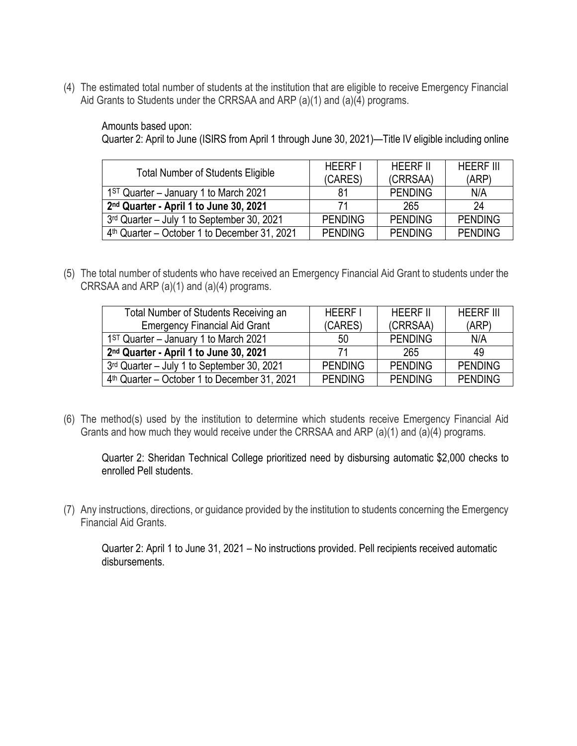(4) The estimated total number of students at the institution that are eligible to receive Emergency Financial Aid Grants to Students under the CRRSAA and ARP (a)(1) and (a)(4) programs.

Amounts based upon:
Quarter 2: April to June (ISIRS from April 1 through June 30, 2021)—Title IV eligible including online

| Total Number of Students Eligible | HEERF I (CARES) | HEERF II (CRRSAA) | HEERF III (ARP) |
|---|---|---|---|
| 1ST Quarter – January 1 to March 2021 | 81 | PENDING | N/A |
| **2nd Quarter - April 1 to June 30, 2021** | 71 | 265 | 24 |
| 3rd Quarter – July 1 to September 30, 2021 | PENDING | PENDING | PENDING |
| 4th Quarter – October 1 to December 31, 2021 | PENDING | PENDING | PENDING |

(5) The total number of students who have received an Emergency Financial Aid Grant to students under the CRRSAA and ARP (a)(1) and (a)(4) programs.

| Total Number of Students Receiving an Emergency Financial Aid Grant | HEERF I (CARES) | HEERF II (CRRSAA) | HEERF III (ARP) |
|---|---|---|---|
| 1ST Quarter – January 1 to March 2021 | 50 | PENDING | N/A |
| **2nd Quarter - April 1 to June 30, 2021** | 71 | 265 | 49 |
| 3rd Quarter – July 1 to September 30, 2021 | PENDING | PENDING | PENDING |
| 4th Quarter – October 1 to December 31, 2021 | PENDING | PENDING | PENDING |

(6) The method(s) used by the institution to determine which students receive Emergency Financial Aid Grants and how much they would receive under the CRRSAA and ARP (a)(1) and (a)(4) programs.

Quarter 2: Sheridan Technical College prioritized need by disbursing automatic $2,000 checks to enrolled Pell students.

(7) Any instructions, directions, or guidance provided by the institution to students concerning the Emergency Financial Aid Grants.

Quarter 2: April 1 to June 31, 2021 – No instructions provided. Pell recipients received automatic disbursements.